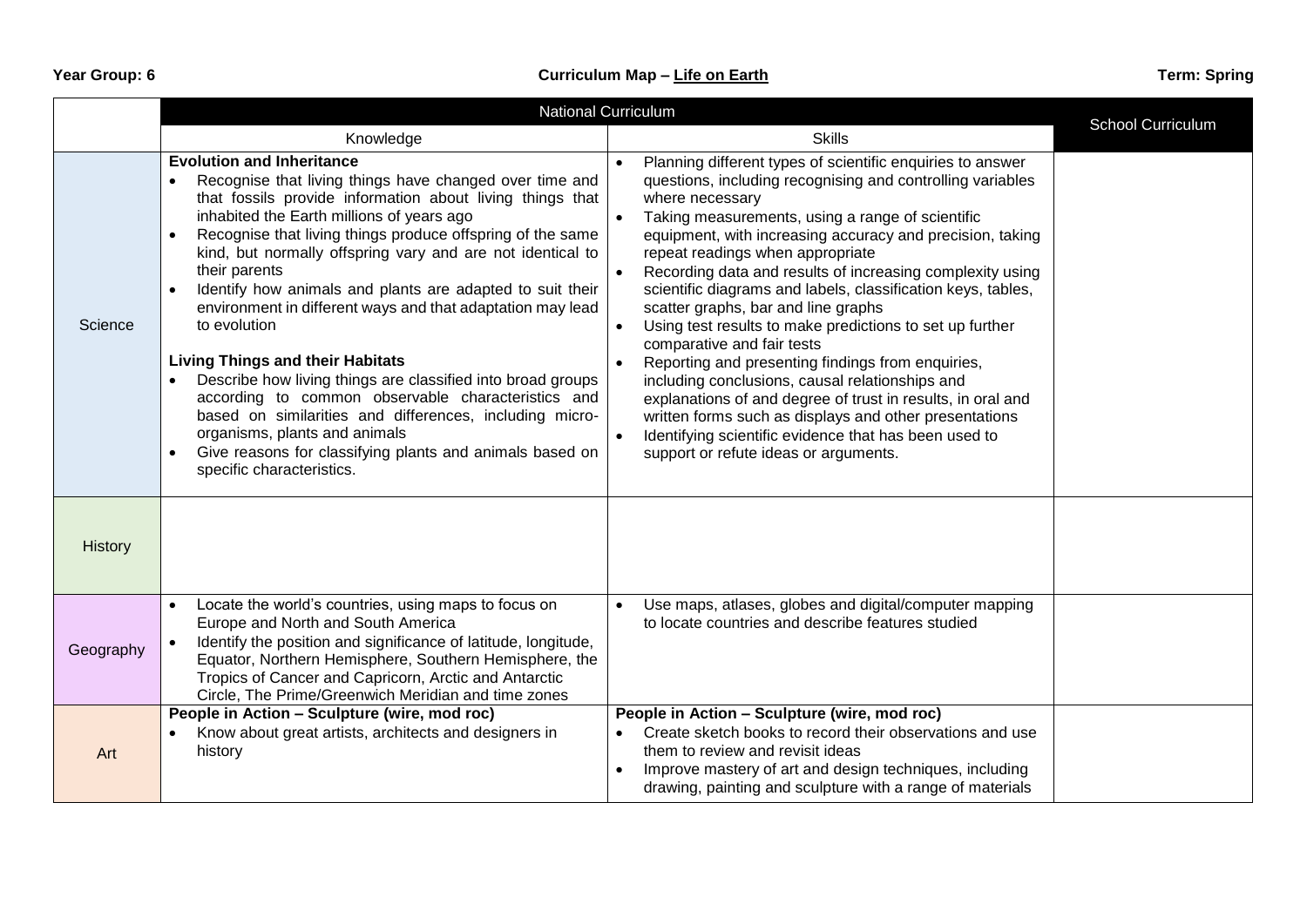**Year Group: 6** | **Curriculum Map – Life on Earth** | **Term: Spring**

| | National Curriculum | | School Curriculum |
|---|---|---|---|
| | Knowledge | Skills | |
| Science | **Evolution and Inheritance**<br>• Recognise that living things have changed over time and that fossils provide information about living things that inhabited the Earth millions of years ago<br>• Recognise that living things produce offspring of the same kind, but normally offspring vary and are not identical to their parents<br>• Identify how animals and plants are adapted to suit their environment in different ways and that adaptation may lead to evolution<br><br>**Living Things and their Habitats**<br>• Describe how living things are classified into broad groups according to common observable characteristics and based on similarities and differences, including micro-organisms, plants and animals<br>• Give reasons for classifying plants and animals based on specific characteristics. | • Planning different types of scientific enquiries to answer questions, including recognising and controlling variables where necessary<br>• Taking measurements, using a range of scientific equipment, with increasing accuracy and precision, taking repeat readings when appropriate<br>• Recording data and results of increasing complexity using scientific diagrams and labels, classification keys, tables, scatter graphs, bar and line graphs<br>• Using test results to make predictions to set up further comparative and fair tests<br>• Reporting and presenting findings from enquiries, including conclusions, causal relationships and explanations of and degree of trust in results, in oral and written forms such as displays and other presentations<br>• Identifying scientific evidence that has been used to support or refute ideas or arguments. | |
| History | | | |
| Geography | • Locate the world's countries, using maps to focus on Europe and North and South America<br>• Identify the position and significance of latitude, longitude, Equator, Northern Hemisphere, Southern Hemisphere, the Tropics of Cancer and Capricorn, Arctic and Antarctic Circle, The Prime/Greenwich Meridian and time zones | • Use maps, atlases, globes and digital/computer mapping to locate countries and describe features studied | |
| Art | **People in Action – Sculpture (wire, mod roc)**<br>• Know about great artists, architects and designers in history | **People in Action – Sculpture (wire, mod roc)**<br>• Create sketch books to record their observations and use them to review and revisit ideas<br>• Improve mastery of art and design techniques, including drawing, painting and sculpture with a range of materials | |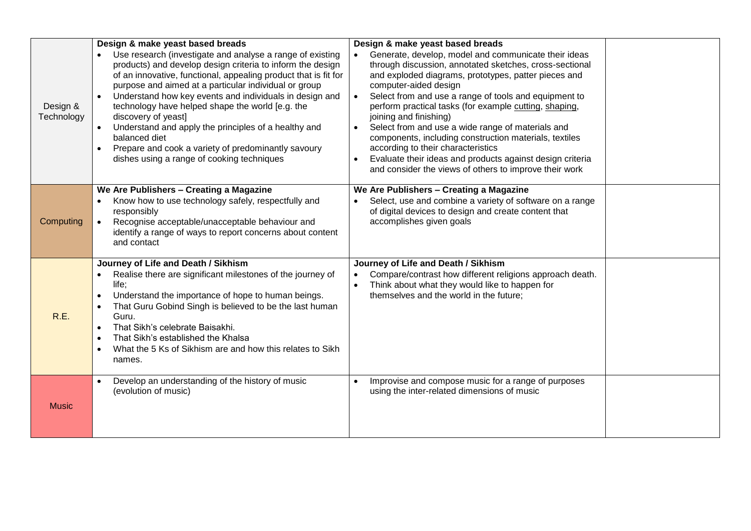| | | | |
|---|---|---|---|
| Design & Technology | **Design & make yeast based breads**<br>• Use research (investigate and analyse a range of existing products) and develop design criteria to inform the design of an innovative, functional, appealing product that is fit for purpose and aimed at a particular individual or group<br>• Understand how key events and individuals in design and technology have helped shape the world [e.g. the discovery of yeast]<br>• Understand and apply the principles of a healthy and balanced diet<br>• Prepare and cook a variety of predominantly savoury dishes using a range of cooking techniques | **Design & make yeast based breads**<br>• Generate, develop, model and communicate their ideas through discussion, annotated sketches, cross-sectional and exploded diagrams, prototypes, patter pieces and computer-aided design<br>• Select from and use a range of tools and equipment to perform practical tasks (for example cutting, shaping, joining and finishing)<br>• Select from and use a wide range of materials and components, including construction materials, textiles according to their characteristics<br>• Evaluate their ideas and products against design criteria and consider the views of others to improve their work | |
| Computing | **We Are Publishers – Creating a Magazine**<br>• Know how to use technology safely, respectfully and responsibly<br>• Recognise acceptable/unacceptable behaviour and identify a range of ways to report concerns about content and contact | **We Are Publishers – Creating a Magazine**<br>• Select, use and combine a variety of software on a range of digital devices to design and create content that accomplishes given goals | |
| R.E. | **Journey of Life and Death / Sikhism**<br>• Realise there are significant milestones of the journey of life;<br>• Understand the importance of hope to human beings.<br>• That Guru Gobind Singh is believed to be the last human Guru.<br>• That Sikh's celebrate Baisakhi.<br>• That Sikh's established the Khalsa<br>• What the 5 Ks of Sikhism are and how this relates to Sikh names. | **Journey of Life and Death / Sikhism**<br>• Compare/contrast how different religions approach death.<br>• Think about what they would like to happen for themselves and the world in the future; | |
| Music | • Develop an understanding of the history of music (evolution of music) | • Improvise and compose music for a range of purposes using the inter-related dimensions of music | |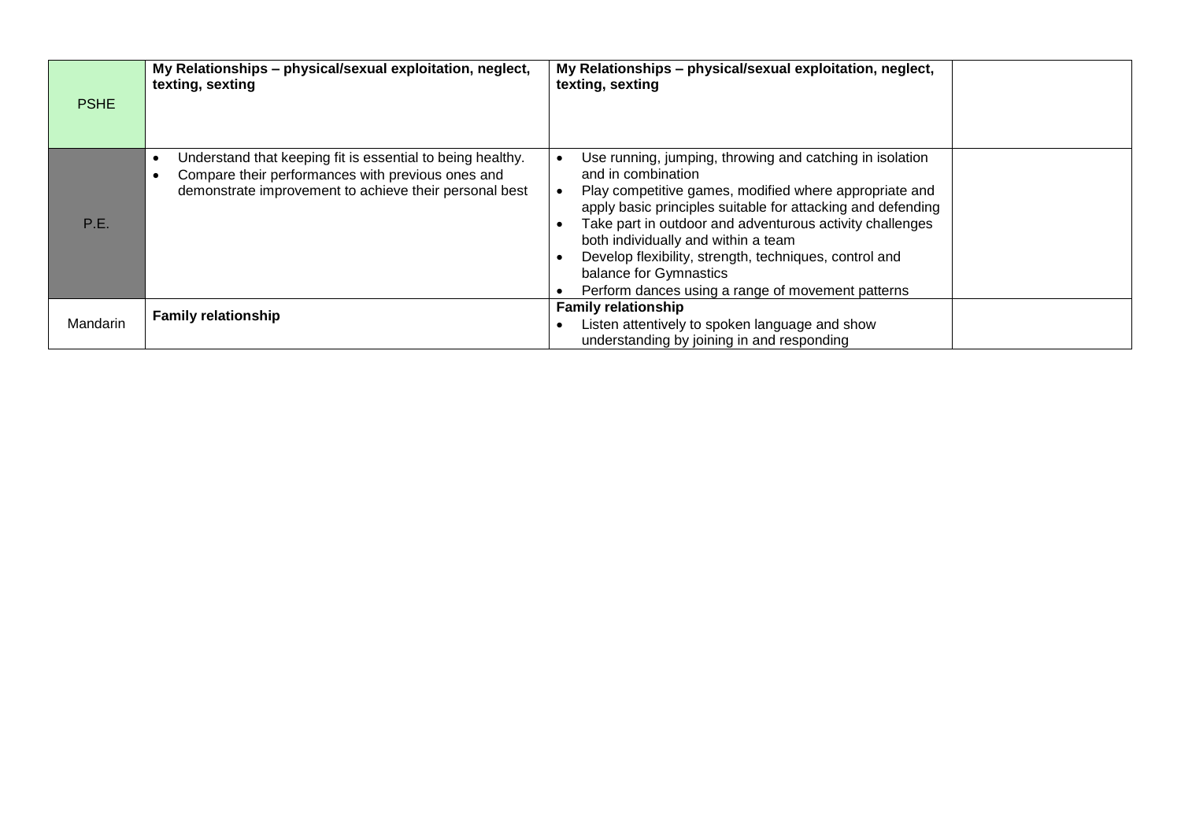| | | | |
|---|---|---|---|
| PSHE | **My Relationships – physical/sexual exploitation, neglect, texting, sexting** | **My Relationships – physical/sexual exploitation, neglect, texting, sexting** | |
| P.E. | • Understand that keeping fit is essential to being healthy.<br>• Compare their performances with previous ones and demonstrate improvement to achieve their personal best | • Use running, jumping, throwing and catching in isolation and in combination<br>• Play competitive games, modified where appropriate and apply basic principles suitable for attacking and defending<br>• Take part in outdoor and adventurous activity challenges both individually and within a team<br>• Develop flexibility, strength, techniques, control and balance for Gymnastics<br>• Perform dances using a range of movement patterns | |
| Mandarin | **Family relationship** | **Family relationship**<br>• Listen attentively to spoken language and show understanding by joining in and responding | |